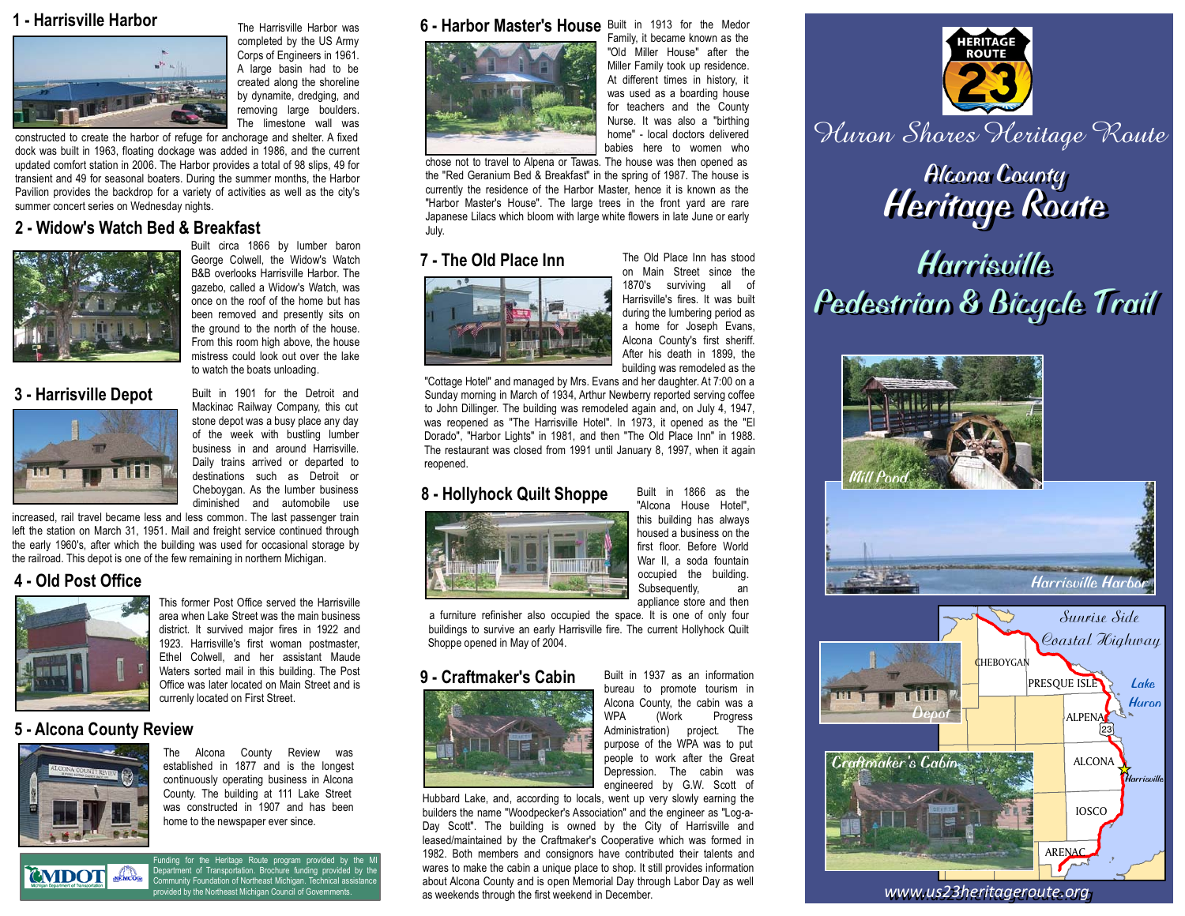## 1 - Harrisville Harbor

The Harrisville Harbor was completed by the US Army Corps of Engineers in 1961. A large basin had to be created along the shoreline by dynamite, dredging, and removing large boulders. The limestone wall was constructed to create the harbor of refuge for anchorage and shelter. A fixed dock was built in 1963, floating dockage was added in 1986, and the current updated comfort station in 2006. The Harbor provides a total of 98 slips, 49 for transient and 49 for seasonal boaters. During the summer months, the Harbor Pavilion provides the backdrop for a variety of activities as well as the city's summer concert series on Wednesday nights.

## 2 - Widow's Watch Bed & Breakfast

Built circa 1866 by lumber baron George Colwell, the Widow's Watch B&B overlooks Harrisville Harbor. The gazebo, called a Widow's Watch, was once on the roof of the home but has been removed and presently sits on the ground to the north of the house. From this room high above, the house mistress could look out over the lake to watch the boats unloading.

## 3 - Harrisville Depot

Built in 1901 for the Detroit and Mackinac Railway Company, this cut stone depot was a busy place any day of the week with bustling lumber business in and around Harrisville. Daily trains arrived or departed to destinations such as Detroit or Cheboygan. As the lumber business diminished and automobile use increased, rail travel became less and less common. The last passenger train left the station on March 31, 1951. Mail and freight service continued through the early 1960's, after which the building was used for occasional storage by the railroad. This depot is one of the few remaining in northern Michigan.

## 4 - Old Post Office

This former Post Office served the Harrisville area when Lake Street was the main business district. It survived major fires in 1922 and 1923. Harrisville's first woman postmaster, Ethel Colwell, and her assistant Maude Waters sorted mail in this building. The Post Office was later located on Main Street and is currenly located on First Street.

## 5 - Alcona County Review

The Alcona County Review was established in 1877 and is the longest continuously operating business in Alcona County. The building at 111 Lake Street was constructed in 1907 and has been home to the newspaper ever since.

MDOT Michigan Department of Transportation NEMCOG

Funding for the Heritage Route program provided by the MI Department of Transportation. Brochure funding provided by the Community Foundation of Northeast Michigan. Technical assistance provided by the Northeast Michigan Council of Governments.

## 6 - Harbor Master's House

Built in 1913 for the Medor Family, it became known as the "Old Miller House" after the Miller Family took up residence. At different times in history, it was used as a boarding house for teachers and the County Nurse. It was also a "birthing home" - local doctors delivered babies here to women who chose not to travel to Alpena or Tawas. The house was then opened as the "Red Geranium Bed & Breakfast" in the spring of 1987. The house is currently the residence of the Harbor Master, hence it is known as the "Harbor Master's House". The large trees in the front yard are rare Japanese Lilacs which bloom with large white flowers in late June or early July.

## 7 - The Old Place Inn

The Old Place Inn has stood on Main Street since the 1870's surviving all of Harrisville's fires. It was built during the lumbering period as a home for Joseph Evans, Alcona County's first sheriff. After his death in 1899, the building was remodeled as the "Cottage Hotel" and managed by Mrs. Evans and her daughter. At 7:00 on a Sunday morning in March of 1934, Arthur Newberry reported serving coffee to John Dillinger. The building was remodeled again and, on July 4, 1947, was reopened as "The Harrisville Hotel". In 1973, it opened as the "El Dorado", "Harbor Lights" in 1981, and then "The Old Place Inn" in 1988. The restaurant was closed from 1991 until January 8, 1997, when it again reopened.

## 8 - Hollyhock Quilt Shoppe

Built in 1866 as the "Alcona House Hotel", this building has always housed a business on the first floor. Before World War II, a soda fountain occupied the building. Subsequently, an appliance store and then a furniture refinisher also occupied the space. It is one of only four buildings to survive an early Harrisville fire. The current Hollyhock Quilt Shoppe opened in May of 2004.

## 9 - Craftmaker's Cabin

Built in 1937 as an information bureau to promote tourism in Alcona County, the cabin was a WPA (Work Progress Administration) project. The purpose of the WPA was to put people to work after the Great Depression. The cabin was engineered by G.W. Scott of Hubbard Lake, and, according to locals, went up very slowly earning the builders the name "Woodpecker's Association" and the engineer as "Log-a-Day Scott". The building is owned by the City of Harrisville and leased/maintained by the Craftmaker's Cooperative which was formed in 1982. Both members and consignors have contributed their talents and wares to make the cabin a unique place to shop. It still provides information about Alcona County and is open Memorial Day through Labor Day as well as weekends through the first weekend in December.

HERITAGE ROUTE 23

# Huron Shores Heritage Route

## Alcona County Heritage Route

# Harrisville Pedestrian & Bicycle Trail

Mill Pond

Harrisville Harbor

Depot

Craftmaker's Cabin

Sunrise Side Coastal Highway

CHEBOYGAN, PRESQUE ISLE, ALPENA, ALCONA, IOSCO, ARENAC, Lake Huron, Harrisville, 23

www.us23heritageroute.org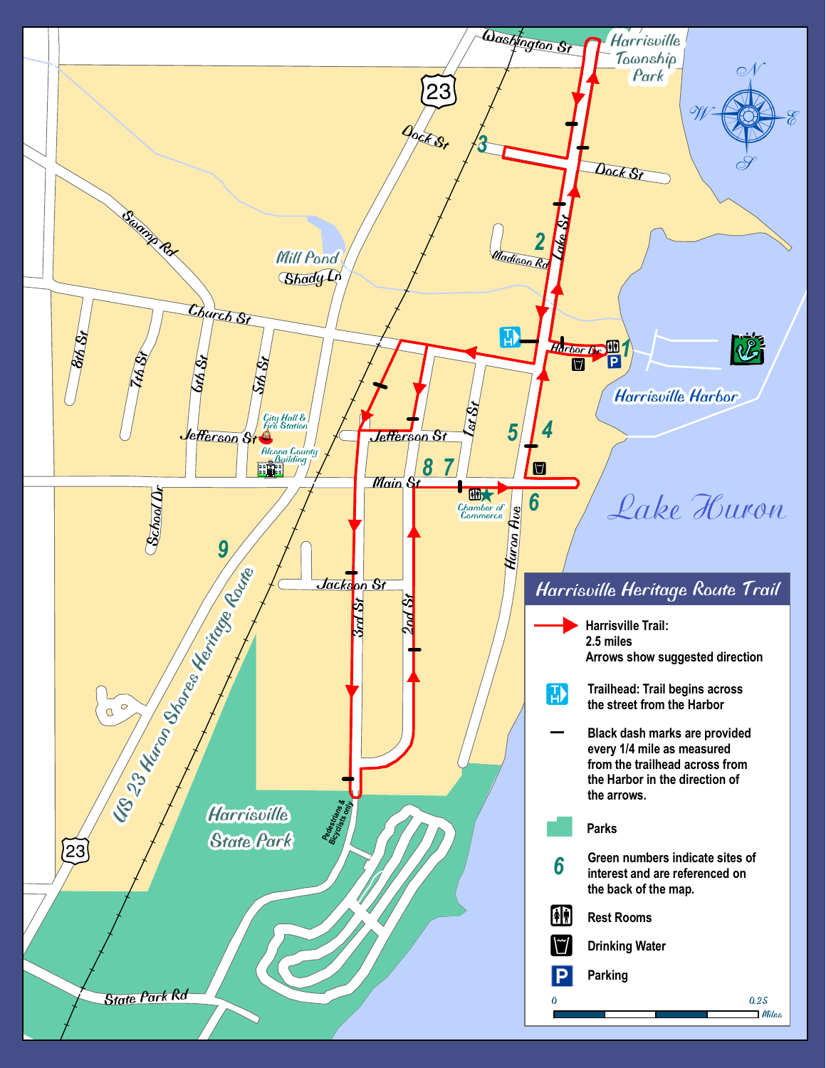# Harrisville Heritage Route Trail

**Harrisville Trail:** 2.5 miles
Arrows show suggested direction

Trailhead: Trail begins across the street from the Harbor

Black dash marks are provided every 1/4 mile as measured from the trailhead across from the Harbor in the direction of the arrows.

Parks

Green numbers indicate sites of interest and are referenced on the back of the map.

Rest Rooms

Drinking Water

Parking

0 0.25 Miles

Washington St
Harrisville Township Park
23
Dock St
Dock St
Swamp Rd
Mill Pond
Shady Ln
Madison Rd
Lake St
Church St
Harbor Dr
Harrisville Harbor
8th St
7th St
6th St
5th St
1st St
City Hall & Fire Station
Jefferson St
Jefferson St
Alcona County Building
Main St
Chamber of Commerce
Lake Huron
School Dr
Huron Ave
US 23 Huron Shores Heritage Route
Jackson St
3rd St
2nd St
Harrisville State Park
Pedestrians & Bicyclists only
23
State Park Rd
1 2 3 4 5 6 7 8 9